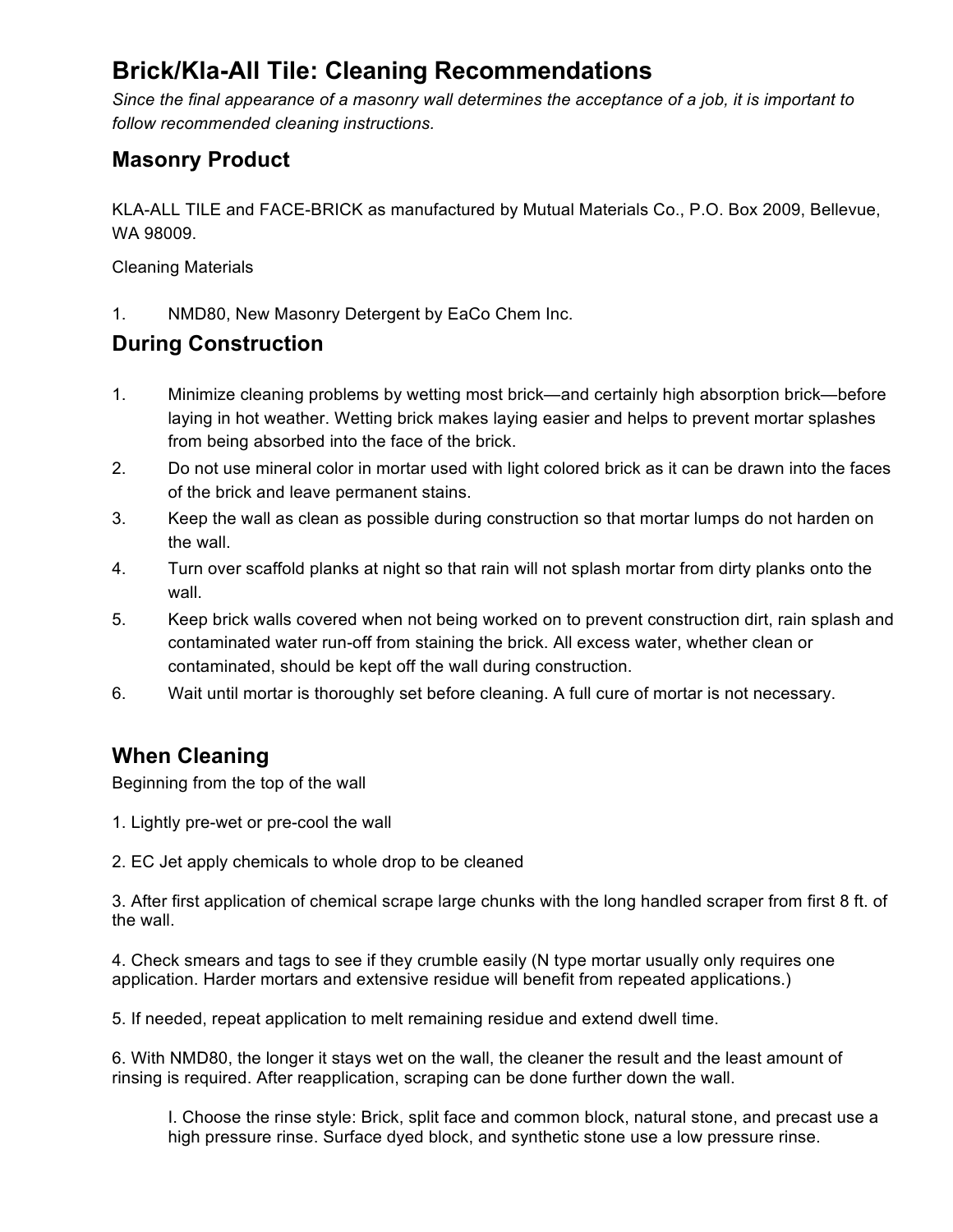# Brick/Kla-All Tile: Cleaning Recommendations

*Since the final appearance of a masonry wall determines the acceptance of a job, it is important to follow recommended cleaning instructions.*

## Masonry Product

KLA-ALL TILE and FACE-BRICK as manufactured by Mutual Materials Co., P.O. Box 2009, Bellevue, WA 98009.

Cleaning Materials

1. NMD80, New Masonry Detergent by EaCo Chem Inc.

## During Construction

1. Minimize cleaning problems by wetting most brick—and certainly high absorption brick—before laying in hot weather. Wetting brick makes laying easier and helps to prevent mortar splashes from being absorbed into the face of the brick.
2. Do not use mineral color in mortar used with light colored brick as it can be drawn into the faces of the brick and leave permanent stains.
3. Keep the wall as clean as possible during construction so that mortar lumps do not harden on the wall.
4. Turn over scaffold planks at night so that rain will not splash mortar from dirty planks onto the wall.
5. Keep brick walls covered when not being worked on to prevent construction dirt, rain splash and contaminated water run-off from staining the brick. All excess water, whether clean or contaminated, should be kept off the wall during construction.
6. Wait until mortar is thoroughly set before cleaning. A full cure of mortar is not necessary.

## When Cleaning

Beginning from the top of the wall

1. Lightly pre-wet or pre-cool the wall

2. EC Jet apply chemicals to whole drop to be cleaned

3. After first application of chemical scrape large chunks with the long handled scraper from first 8 ft. of the wall.

4. Check smears and tags to see if they crumble easily (N type mortar usually only requires one application. Harder mortars and extensive residue will benefit from repeated applications.)

5. If needed, repeat application to melt remaining residue and extend dwell time.

6. With NMD80, the longer it stays wet on the wall, the cleaner the result and the least amount of rinsing is required. After reapplication, scraping can be done further down the wall.

   I. Choose the rinse style: Brick, split face and common block, natural stone, and precast use a high pressure rinse. Surface dyed block, and synthetic stone use a low pressure rinse.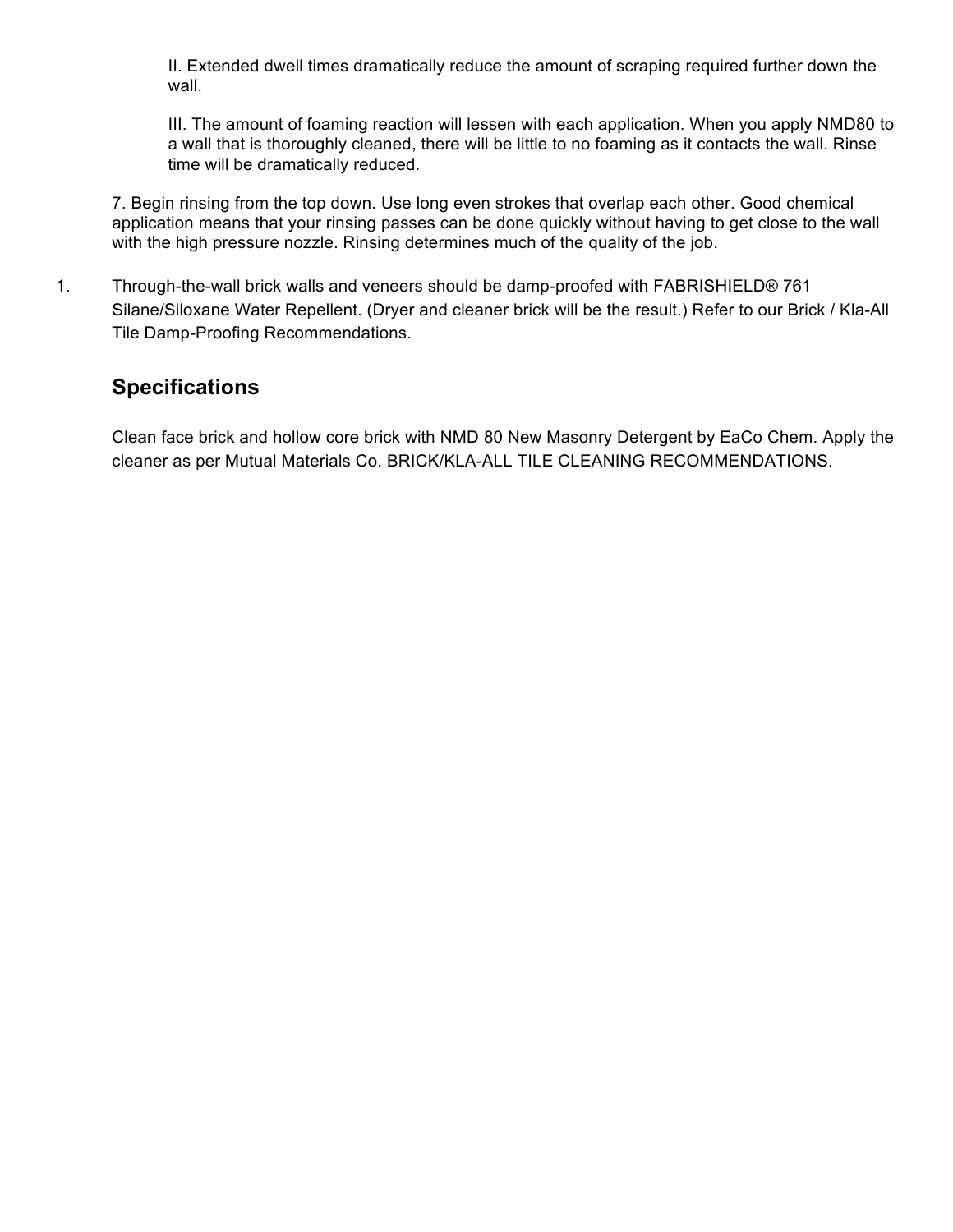II. Extended dwell times dramatically reduce the amount of scraping required further down the wall.

III. The amount of foaming reaction will lessen with each application. When you apply NMD80 to a wall that is thoroughly cleaned, there will be little to no foaming as it contacts the wall. Rinse time will be dramatically reduced.

7. Begin rinsing from the top down. Use long even strokes that overlap each other. Good chemical application means that your rinsing passes can be done quickly without having to get close to the wall with the high pressure nozzle. Rinsing determines much of the quality of the job.

1. Through-the-wall brick walls and veneers should be damp-proofed with FABRISHIELD® 761 Silane/Siloxane Water Repellent. (Dryer and cleaner brick will be the result.) Refer to our Brick / Kla-All Tile Damp-Proofing Recommendations.

## Specifications

Clean face brick and hollow core brick with NMD 80 New Masonry Detergent by EaCo Chem. Apply the cleaner as per Mutual Materials Co. BRICK/KLA-ALL TILE CLEANING RECOMMENDATIONS.